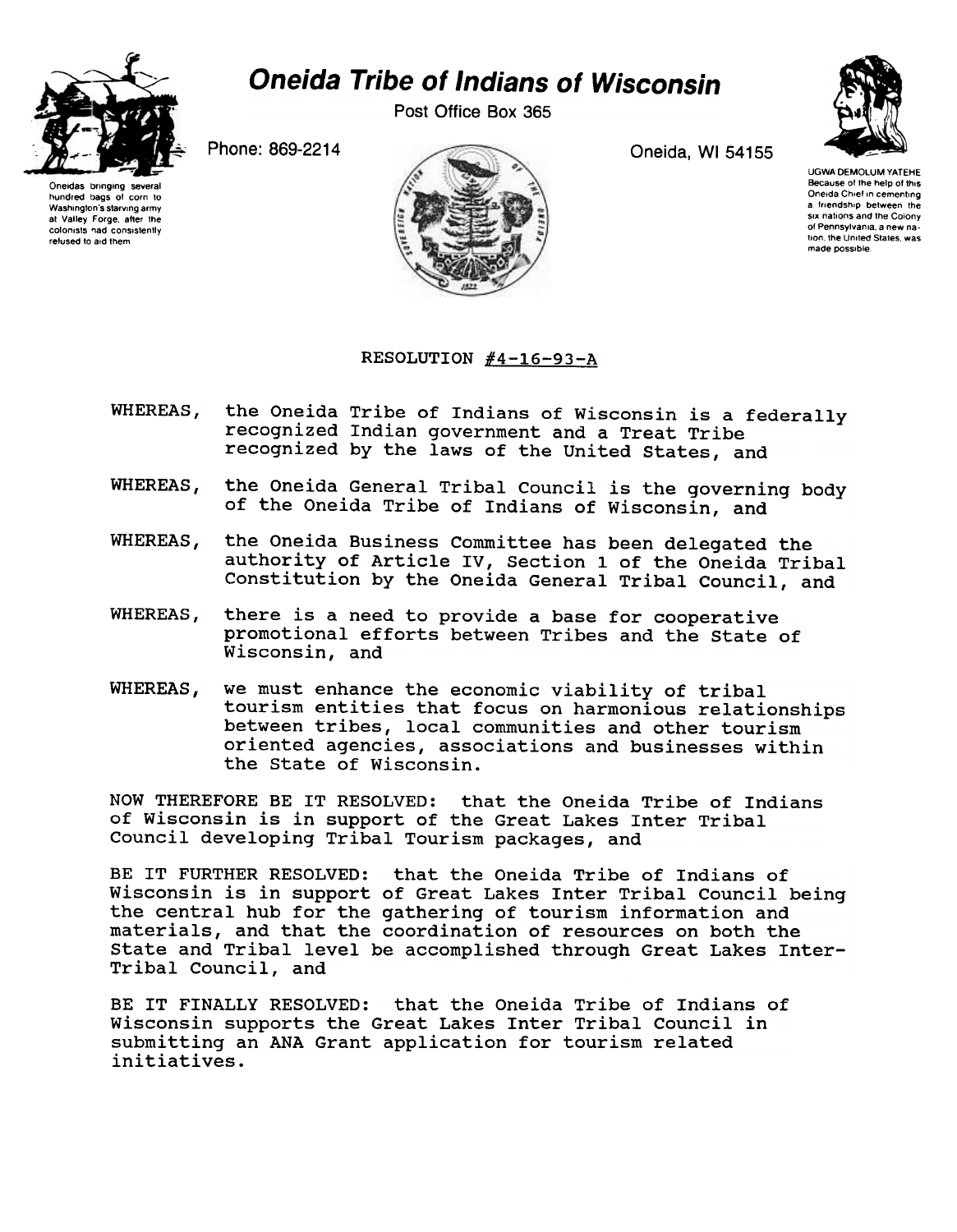# Oneida Tribe of Indians of Wisconsin

Post Office Box 365

Phone: 869-2214

Oneida, WI 54155

Oneidas bringing several hundred bags of corn to Washington's starving army at Valley Forge, after the colonists had consistently refused to aid them.

UGWA DEMOLUM YATEHE
Because of the help of this Oneida Chief in cementing a friendship between the six nations and the Colony of Pennsylvania, a new nation, the United States, was made possible.

RESOLUTION #4-16-93-A

WHEREAS, the Oneida Tribe of Indians of Wisconsin is a federally recognized Indian government and a Treat Tribe recognized by the laws of the United States, and

WHEREAS, the Oneida General Tribal Council is the governing body of the Oneida Tribe of Indians of Wisconsin, and

WHEREAS, the Oneida Business Committee has been delegated the authority of Article IV, Section 1 of the Oneida Tribal Constitution by the Oneida General Tribal Council, and

WHEREAS, there is a need to provide a base for cooperative promotional efforts between Tribes and the State of Wisconsin, and

WHEREAS, we must enhance the economic viability of tribal tourism entities that focus on harmonious relationships between tribes, local communities and other tourism oriented agencies, associations and businesses within the State of Wisconsin.

NOW THEREFORE BE IT RESOLVED: that the Oneida Tribe of Indians of Wisconsin is in support of the Great Lakes Inter Tribal Council developing Tribal Tourism packages, and

BE IT FURTHER RESOLVED: that the Oneida Tribe of Indians of Wisconsin is in support of Great Lakes Inter Tribal Council being the central hub for the gathering of tourism information and materials, and that the coordination of resources on both the State and Tribal level be accomplished through Great Lakes Inter-Tribal Council, and

BE IT FINALLY RESOLVED: that the Oneida Tribe of Indians of Wisconsin supports the Great Lakes Inter Tribal Council in submitting an ANA Grant application for tourism related initiatives.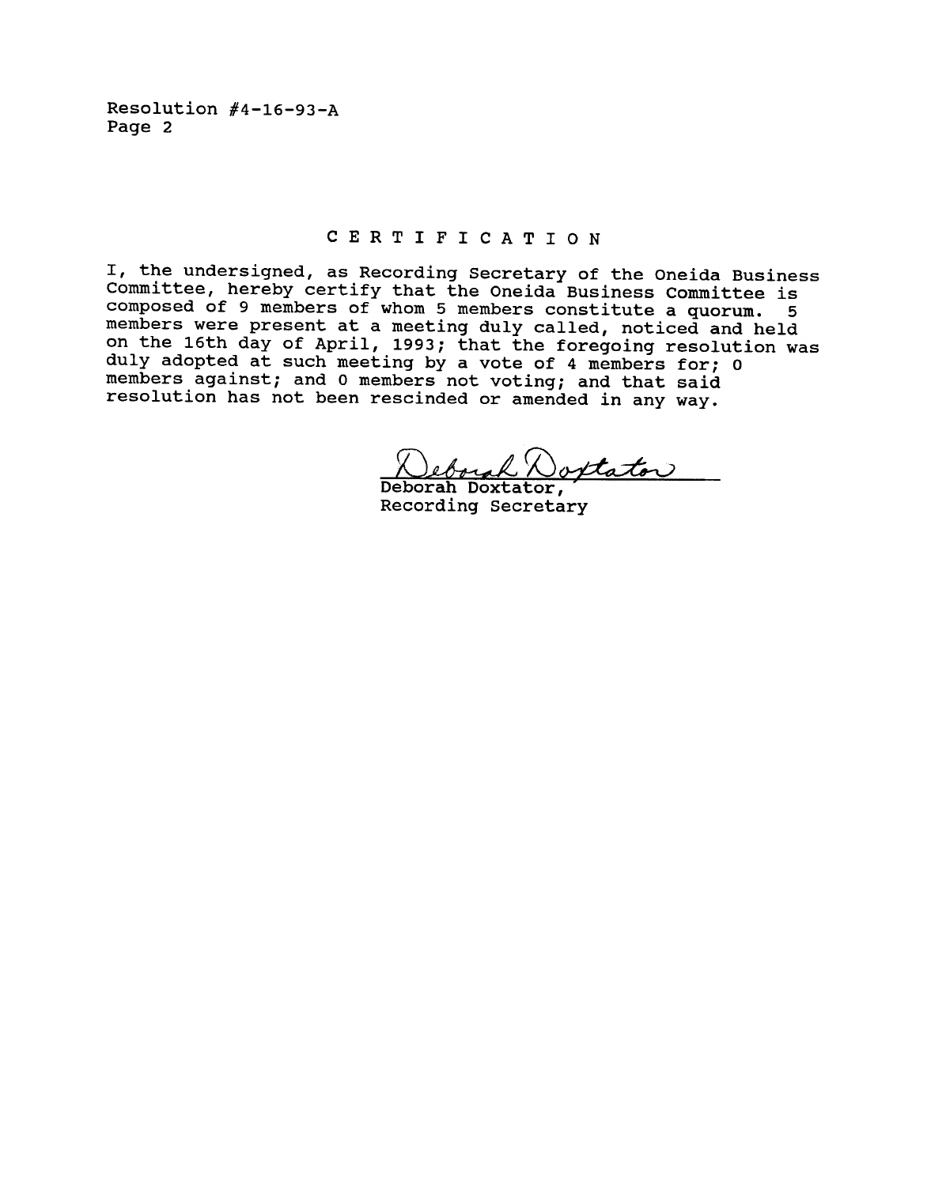Resolution #4-16-93-A
Page 2

## CERTIFICATION

I, the undersigned, as Recording Secretary of the Oneida Business Committee, hereby certify that the Oneida Business Committee is composed of 9 members of whom 5 members constitute a quorum. 5 members were present at a meeting duly called, noticed and held on the 16th day of April, 1993; that the foregoing resolution was duly adopted at such meeting by a vote of 4 members for; 0 members against; and 0 members not voting; and that said resolution has not been rescinded or amended in any way.

Deborah Doxtator

Deborah Doxtator,
Recording Secretary